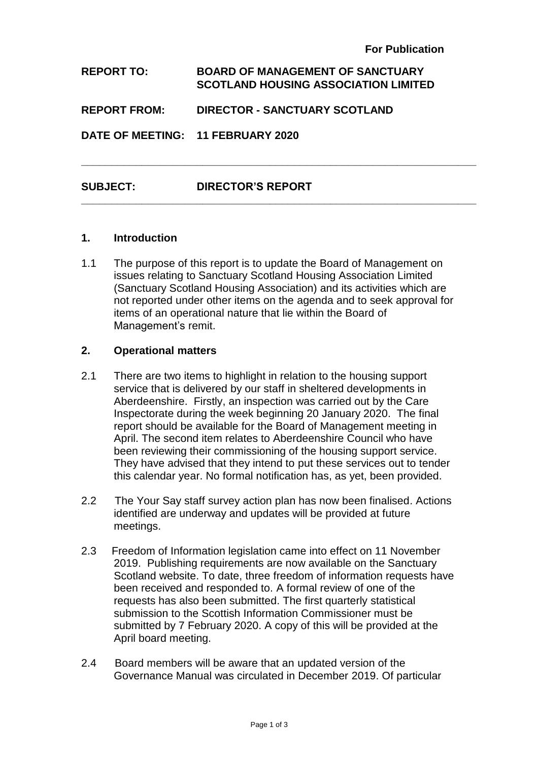**For Publication**

**REPORT TO:** **BOARD OF MANAGEMENT OF SANCTUARY SCOTLAND HOUSING ASSOCIATION LIMITED**

**REPORT FROM:** **DIRECTOR - SANCTUARY SCOTLAND**

**DATE OF MEETING:** **11 FEBRUARY 2020**

---

**SUBJECT:** **DIRECTOR'S REPORT**

---

## 1. Introduction

1.1 The purpose of this report is to update the Board of Management on issues relating to Sanctuary Scotland Housing Association Limited (Sanctuary Scotland Housing Association) and its activities which are not reported under other items on the agenda and to seek approval for items of an operational nature that lie within the Board of Management's remit.

## 2. Operational matters

2.1 There are two items to highlight in relation to the housing support service that is delivered by our staff in sheltered developments in Aberdeenshire. Firstly, an inspection was carried out by the Care Inspectorate during the week beginning 20 January 2020. The final report should be available for the Board of Management meeting in April. The second item relates to Aberdeenshire Council who have been reviewing their commissioning of the housing support service. They have advised that they intend to put these services out to tender this calendar year. No formal notification has, as yet, been provided.

2.2 The Your Say staff survey action plan has now been finalised. Actions identified are underway and updates will be provided at future meetings.

2.3 Freedom of Information legislation came into effect on 11 November 2019. Publishing requirements are now available on the Sanctuary Scotland website. To date, three freedom of information requests have been received and responded to. A formal review of one of the requests has also been submitted. The first quarterly statistical submission to the Scottish Information Commissioner must be submitted by 7 February 2020. A copy of this will be provided at the April board meeting.

2.4 Board members will be aware that an updated version of the Governance Manual was circulated in December 2019. Of particular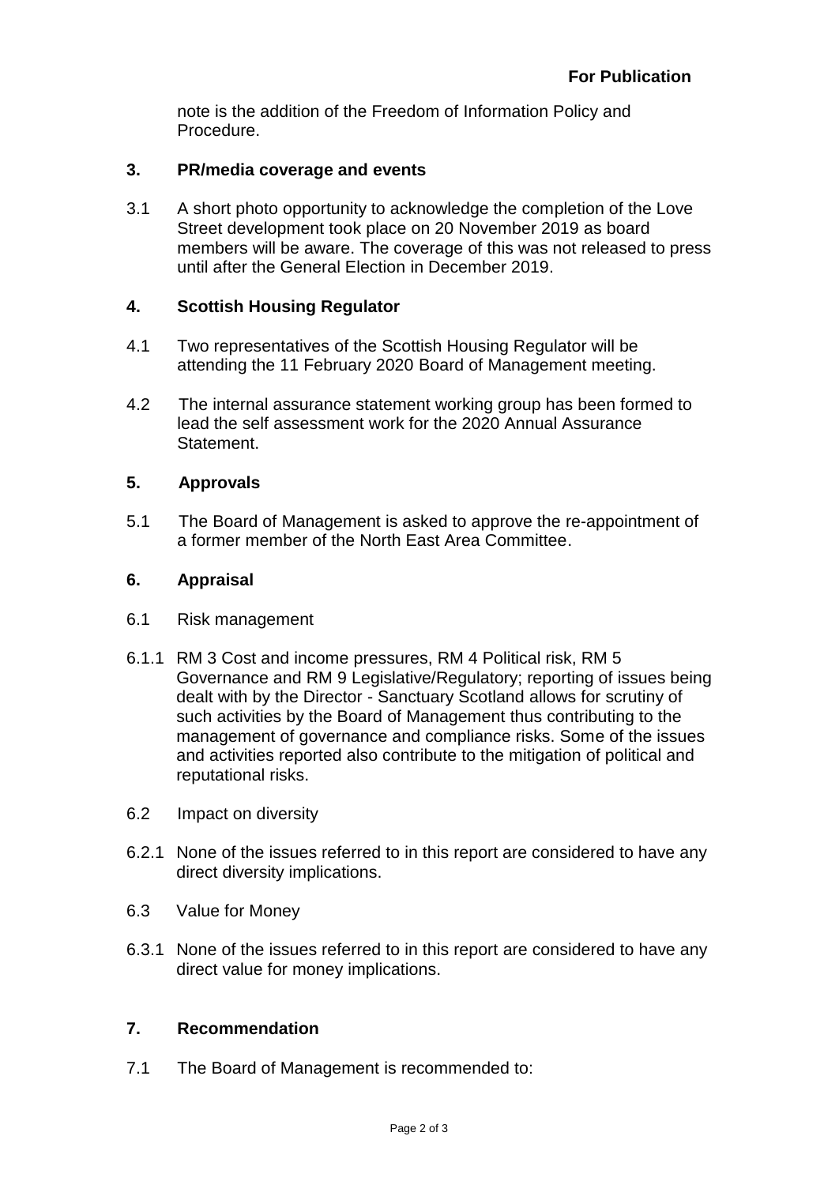**For Publication**

note is the addition of the Freedom of Information Policy and Procedure.

## 3. PR/media coverage and events

3.1 A short photo opportunity to acknowledge the completion of the Love Street development took place on 20 November 2019 as board members will be aware. The coverage of this was not released to press until after the General Election in December 2019.

## 4. Scottish Housing Regulator

4.1 Two representatives of the Scottish Housing Regulator will be attending the 11 February 2020 Board of Management meeting.

4.2 The internal assurance statement working group has been formed to lead the self assessment work for the 2020 Annual Assurance Statement.

## 5. Approvals

5.1 The Board of Management is asked to approve the re-appointment of a former member of the North East Area Committee.

## 6. Appraisal

6.1 Risk management

6.1.1 RM 3 Cost and income pressures, RM 4 Political risk, RM 5 Governance and RM 9 Legislative/Regulatory; reporting of issues being dealt with by the Director - Sanctuary Scotland allows for scrutiny of such activities by the Board of Management thus contributing to the management of governance and compliance risks. Some of the issues and activities reported also contribute to the mitigation of political and reputational risks.

6.2 Impact on diversity

6.2.1 None of the issues referred to in this report are considered to have any direct diversity implications.

6.3 Value for Money

6.3.1 None of the issues referred to in this report are considered to have any direct value for money implications.

## 7. Recommendation

7.1 The Board of Management is recommended to: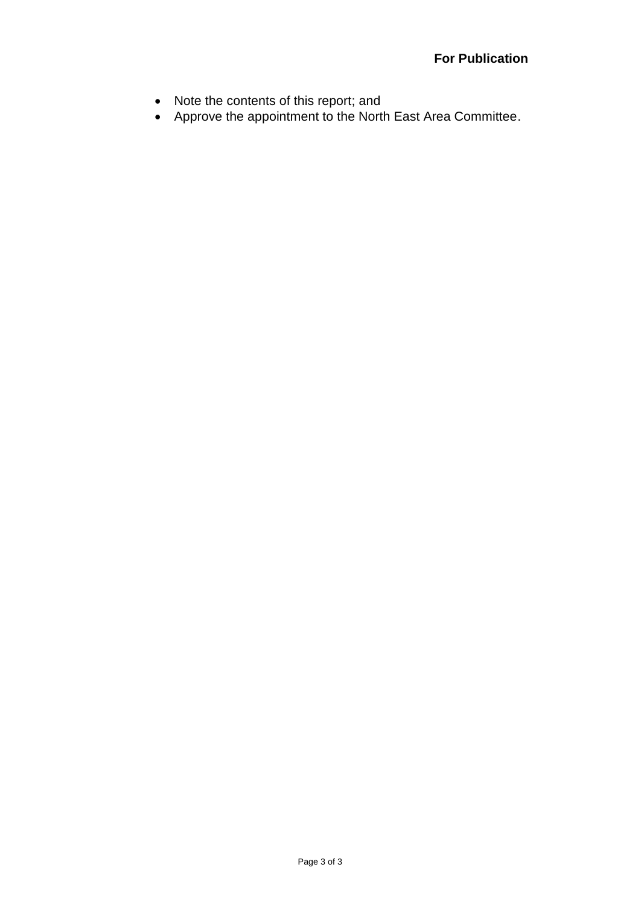- Note the contents of this report; and
- Approve the appointment to the North East Area Committee.